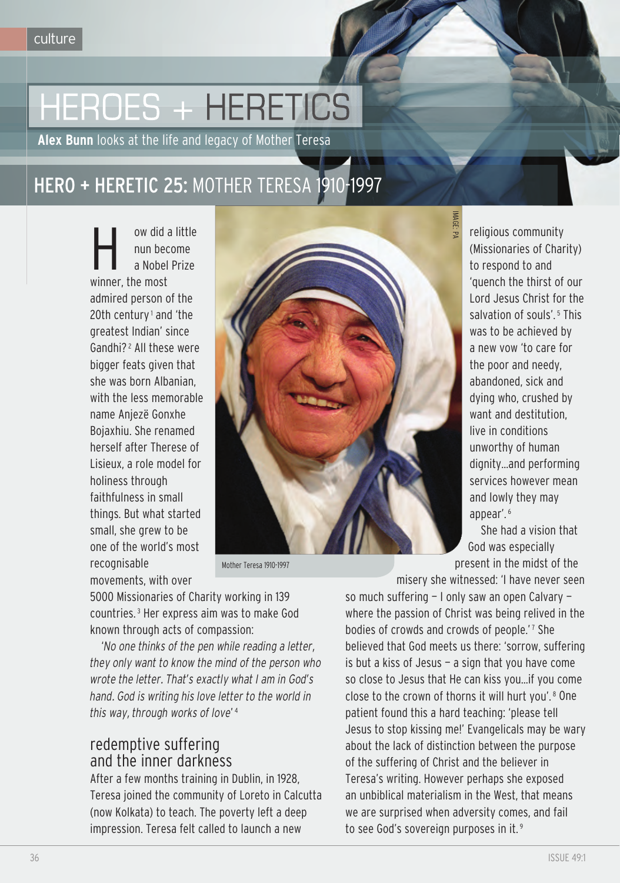culture

# HEROES + HERETICS

**Alex Bunn** looks at the life and legacy of Mother Teresa

## HERO + HERETIC 25: MOTHER TERESA 1910-1997

How did a little nun become a Nobel Prize winner, the most admired person of the 20th century[1] and 'the greatest Indian' since Gandhi?[2] All these were bigger feats given that she was born Albanian, with the less memorable name Anjezë Gonxhe Bojaxhiu. She renamed herself after Therese of Lisieux, a role model for holiness through faithfulness in small things. But what started small, she grew to be one of the world's most recognisable movements, with over 5000 Missionaries of Charity working in 139 countries.[3] Her express aim was to make God known through acts of compassion:

*'No one thinks of the pen while reading a letter, they only want to know the mind of the person who wrote the letter. That's exactly what I am in God's hand. God is writing his love letter to the world in this way, through works of love'*[4]

IMAGE: PA

Mother Teresa 1910-1997

### redemptive suffering and the inner darkness

After a few months training in Dublin, in 1928, Teresa joined the community of Loreto in Calcutta (now Kolkata) to teach. The poverty left a deep impression. Teresa felt called to launch a new religious community (Missionaries of Charity) to respond to and 'quench the thirst of our Lord Jesus Christ for the salvation of souls'.[5] This was to be achieved by a new vow 'to care for the poor and needy, abandoned, sick and dying who, crushed by want and destitution, live in conditions unworthy of human dignity...and performing services however mean and lowly they may appear'.[6]

She had a vision that God was especially present in the midst of the misery she witnessed: 'I have never seen so much suffering – I only saw an open Calvary – where the passion of Christ was being relived in the bodies of crowds and crowds of people.'[7] She believed that God meets us there: 'sorrow, suffering is but a kiss of Jesus – a sign that you have come so close to Jesus that He can kiss you...if you come close to the crown of thorns it will hurt you'.[8] One patient found this a hard teaching: 'please tell Jesus to stop kissing me!' Evangelicals may be wary about the lack of distinction between the purpose of the suffering of Christ and the believer in Teresa's writing. However perhaps she exposed an unbiblical materialism in the West, that means we are surprised when adversity comes, and fail to see God's sovereign purposes in it.[9]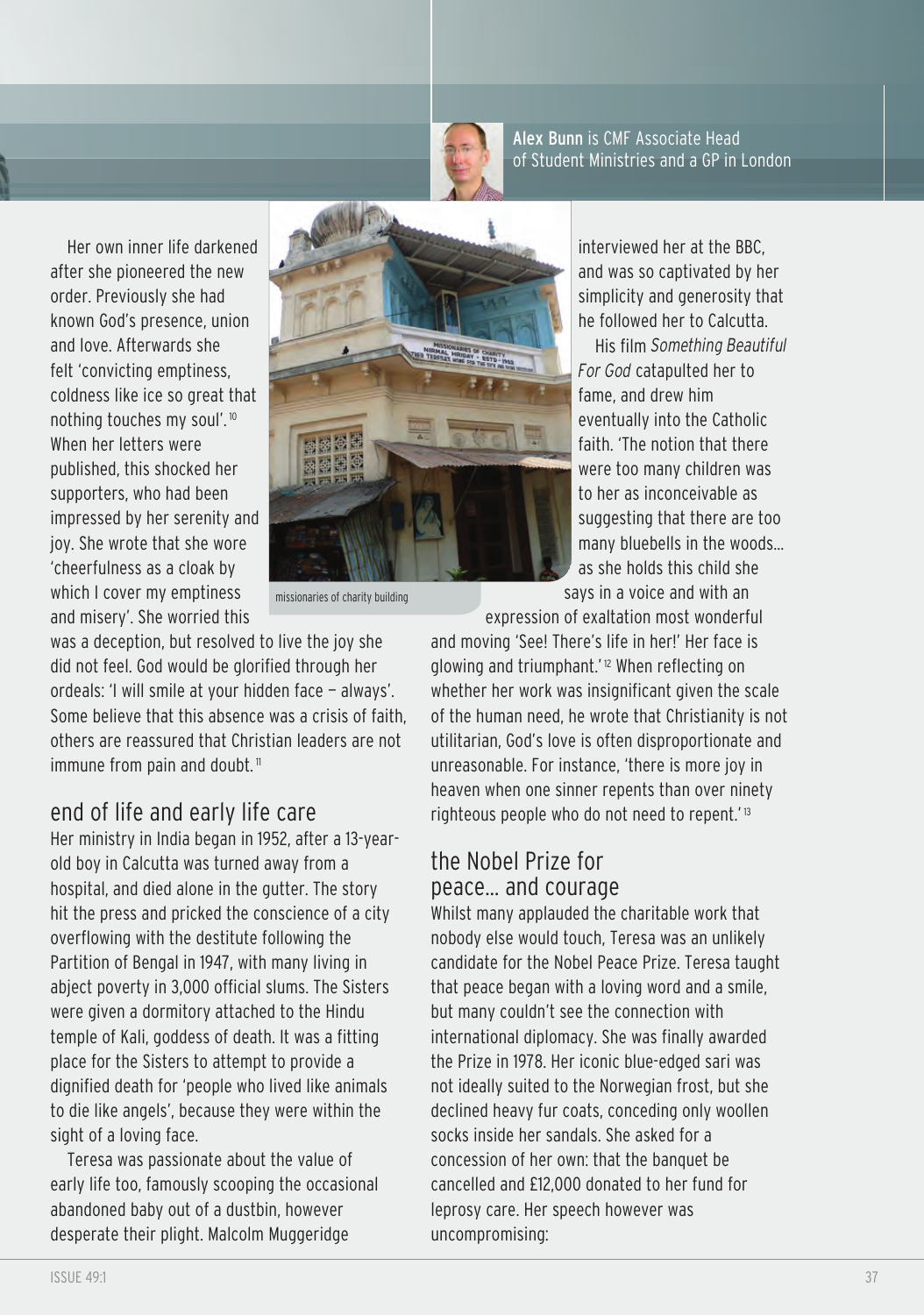Alex Bunn is CMF Associate Head of Student Ministries and a GP in London

Her own inner life darkened after she pioneered the new order. Previously she had known God's presence, union and love. Afterwards she felt 'convicting emptiness, coldness like ice so great that nothing touches my soul'.[10] When her letters were published, this shocked her supporters, who had been impressed by her serenity and joy. She wrote that she wore 'cheerfulness as a cloak by which I cover my emptiness and misery'. She worried this was a deception, but resolved to live the joy she did not feel. God would be glorified through her ordeals: 'I will smile at your hidden face – always'. Some believe that this absence was a crisis of faith, others are reassured that Christian leaders are not immune from pain and doubt.[11]

missionaries of charity building

## end of life and early life care

Her ministry in India began in 1952, after a 13-year-old boy in Calcutta was turned away from a hospital, and died alone in the gutter. The story hit the press and pricked the conscience of a city overflowing with the destitute following the Partition of Bengal in 1947, with many living in abject poverty in 3,000 official slums. The Sisters were given a dormitory attached to the Hindu temple of Kali, goddess of death. It was a fitting place for the Sisters to attempt to provide a dignified death for 'people who lived like animals to die like angels', because they were within the sight of a loving face.

Teresa was passionate about the value of early life too, famously scooping the occasional abandoned baby out of a dustbin, however desperate their plight. Malcolm Muggeridge interviewed her at the BBC, and was so captivated by her simplicity and generosity that he followed her to Calcutta.

His film *Something Beautiful For God* catapulted her to fame, and drew him eventually into the Catholic faith. 'The notion that there were too many children was to her as inconceivable as suggesting that there are too many bluebells in the woods... as she holds this child she says in a voice and with an expression of exaltation most wonderful and moving 'See! There's life in her!' Her face is glowing and triumphant.'[12] When reflecting on whether her work was insignificant given the scale of the human need, he wrote that Christianity is not utilitarian, God's love is often disproportionate and unreasonable. For instance, 'there is more joy in heaven when one sinner repents than over ninety righteous people who do not need to repent.'[13]

## the Nobel Prize for peace... and courage

Whilst many applauded the charitable work that nobody else would touch, Teresa was an unlikely candidate for the Nobel Peace Prize. Teresa taught that peace began with a loving word and a smile, but many couldn't see the connection with international diplomacy. She was finally awarded the Prize in 1978. Her iconic blue-edged sari was not ideally suited to the Norwegian frost, but she declined heavy fur coats, conceding only woollen socks inside her sandals. She asked for a concession of her own: that the banquet be cancelled and £12,000 donated to her fund for leprosy care. Her speech however was uncompromising: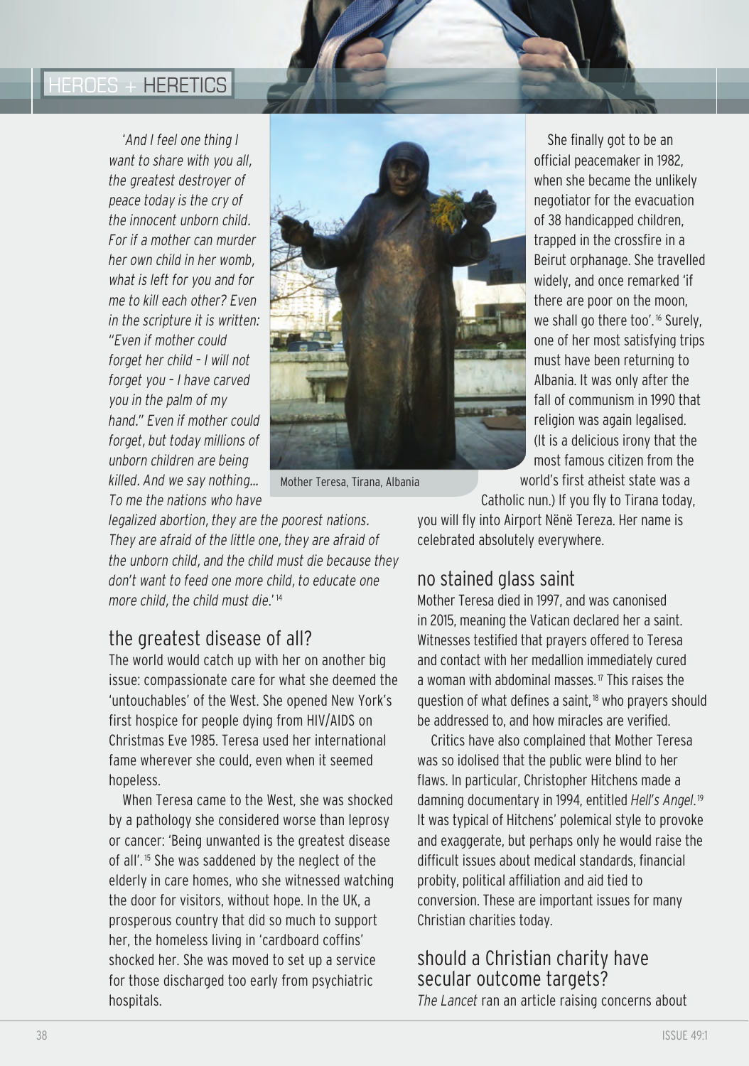*'And I feel one thing I want to share with you all, the greatest destroyer of peace today is the cry of the innocent unborn child. For if a mother can murder her own child in her womb, what is left for you and for me to kill each other? Even in the scripture it is written: "Even if mother could forget her child – I will not forget you – I have carved you in the palm of my hand." Even if mother could forget, but today millions of unborn children are being killed. And we say nothing… To me the nations who have legalized abortion, they are the poorest nations. They are afraid of the little one, they are afraid of the unborn child, and the child must die because they don't want to feed one more child, to educate one more child, the child must die.'* [14]

Mother Teresa, Tirana, Albania

## the greatest disease of all?

The world would catch up with her on another big issue: compassionate care for what she deemed the 'untouchables' of the West. She opened New York's first hospice for people dying from HIV/AIDS on Christmas Eve 1985. Teresa used her international fame wherever she could, even when it seemed hopeless.

When Teresa came to the West, she was shocked by a pathology she considered worse than leprosy or cancer: 'Being unwanted is the greatest disease of all'.[15] She was saddened by the neglect of the elderly in care homes, who she witnessed watching the door for visitors, without hope. In the UK, a prosperous country that did so much to support her, the homeless living in 'cardboard coffins' shocked her. She was moved to set up a service for those discharged too early from psychiatric hospitals.

She finally got to be an official peacemaker in 1982, when she became the unlikely negotiator for the evacuation of 38 handicapped children, trapped in the crossfire in a Beirut orphanage. She travelled widely, and once remarked 'if there are poor on the moon, we shall go there too'.[16] Surely, one of her most satisfying trips must have been returning to Albania. It was only after the fall of communism in 1990 that religion was again legalised. (It is a delicious irony that the most famous citizen from the world's first atheist state was a Catholic nun.) If you fly to Tirana today, you will fly into Airport Nënë Tereza. Her name is celebrated absolutely everywhere.

## no stained glass saint

Mother Teresa died in 1997, and was canonised in 2015, meaning the Vatican declared her a saint. Witnesses testified that prayers offered to Teresa and contact with her medallion immediately cured a woman with abdominal masses.[17] This raises the question of what defines a saint,[18] who prayers should be addressed to, and how miracles are verified.

Critics have also complained that Mother Teresa was so idolised that the public were blind to her flaws. In particular, Christopher Hitchens made a damning documentary in 1994, entitled *Hell's Angel*.[19] It was typical of Hitchens' polemical style to provoke and exaggerate, but perhaps only he would raise the difficult issues about medical standards, financial probity, political affiliation and aid tied to conversion. These are important issues for many Christian charities today.

## should a Christian charity have secular outcome targets?

*The Lancet* ran an article raising concerns about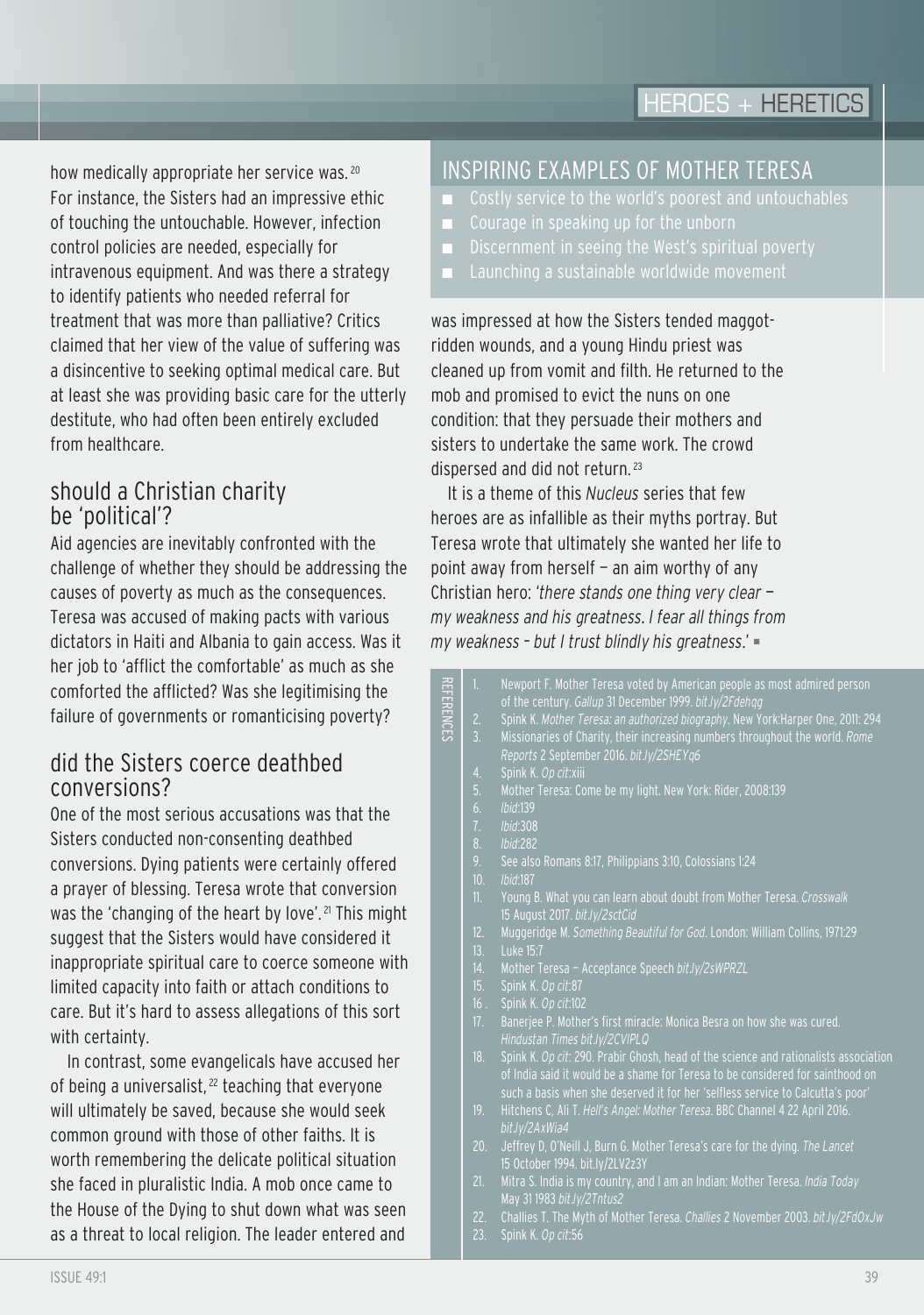how medically appropriate her service was.[20] For instance, the Sisters had an impressive ethic of touching the untouchable. However, infection control policies are needed, especially for intravenous equipment. And was there a strategy to identify patients who needed referral for treatment that was more than palliative? Critics claimed that her view of the value of suffering was a disincentive to seeking optimal medical care. But at least she was providing basic care for the utterly destitute, who had often been entirely excluded from healthcare.

## should a Christian charity be 'political'?

Aid agencies are inevitably confronted with the challenge of whether they should be addressing the causes of poverty as much as the consequences. Teresa was accused of making pacts with various dictators in Haiti and Albania to gain access. Was it her job to 'afflict the comfortable' as much as she comforted the afflicted? Was she legitimising the failure of governments or romanticising poverty?

## did the Sisters coerce deathbed conversions?

One of the most serious accusations was that the Sisters conducted non-consenting deathbed conversions. Dying patients were certainly offered a prayer of blessing. Teresa wrote that conversion was the 'changing of the heart by love'.[21] This might suggest that the Sisters would have considered it inappropriate spiritual care to coerce someone with limited capacity into faith or attach conditions to care. But it's hard to assess allegations of this sort with certainty.

In contrast, some evangelicals have accused her of being a universalist,[22] teaching that everyone will ultimately be saved, because she would seek common ground with those of other faiths. It is worth remembering the delicate political situation she faced in pluralistic India. A mob once came to the House of the Dying to shut down what was seen as a threat to local religion. The leader entered and was impressed at how the Sisters tended maggot-ridden wounds, and a young Hindu priest was cleaned up from vomit and filth. He returned to the mob and promised to evict the nuns on one condition: that they persuade their mothers and sisters to undertake the same work. The crowd dispersed and did not return.[23]

It is a theme of this *Nucleus* series that few heroes are as infallible as their myths portray. But Teresa wrote that ultimately she wanted her life to point away from herself — an aim worthy of any Christian hero: *'there stands one thing very clear — my weakness and his greatness. I fear all things from my weakness - but I trust blindly his greatness.'* ■

## INSPIRING EXAMPLES OF MOTHER TERESA

- Costly service to the world's poorest and untouchables
- Courage in speaking up for the unborn
- Discernment in seeing the West's spiritual poverty
- Launching a sustainable worldwide movement

## REFERENCES

1. Newport F. Mother Teresa voted by American people as most admired person of the century. *Gallup* 31 December 1999. *bit.ly/2Fdehqg*
2. Spink K. *Mother Teresa: an authorized biography*. New York:Harper One, 2011: 294
3. Missionaries of Charity, their increasing numbers throughout the world. *Rome Reports* 2 September 2016. *bit.ly/2SHEYq6*
4. Spink K. *Op cit*:xiii
5. Mother Teresa: Come be my light. New York: Rider, 2008:139
6. *Ibid*:139
7. *Ibid*:308
8. *Ibid*:282
9. See also Romans 8:17, Philippians 3:10, Colossians 1:24
10. *Ibid*:187
11. Young B. What you can learn about doubt from Mother Teresa. *Crosswalk* 15 August 2017. *bit.ly/2sctCid*
12. Muggeridge M. *Something Beautiful for God*. London: William Collins, 1971:29
13. Luke 15:7
14. Mother Teresa — Acceptance Speech *bit.ly/2sWPRZL*
15. Spink K. *Op cit*:87
16. Spink K. *Op cit*:102
17. Banerjee P. Mother's first miracle: Monica Besra on how she was cured. *Hindustan Times bit.ly/2CVIPLQ*
18. Spink K. *Op cit*: 290. Prabir Ghosh, head of the science and rationalists association of India said it would be a shame for Teresa to be considered for sainthood on such a basis when she deserved it for her 'selfless service to Calcutta's poor'
19. Hitchens C, Ali T. *Hell's Angel: Mother Teresa*. BBC Channel 4 22 April 2016. *bit.ly/2AxWia4*
20. Jeffrey D, O'Neill J, Burn G. Mother Teresa's care for the dying. *The Lancet* 15 October 1994. bit.ly/2LV2z3Y
21. Mitra S. India is my country, and I am an Indian: Mother Teresa. *India Today* May 31 1983 *bit.ly/2Tntus2*
22. Challies T. The Myth of Mother Teresa. *Challies* 2 November 2003. *bit.ly/2FdOxJw*
23. Spink K. *Op cit*:56